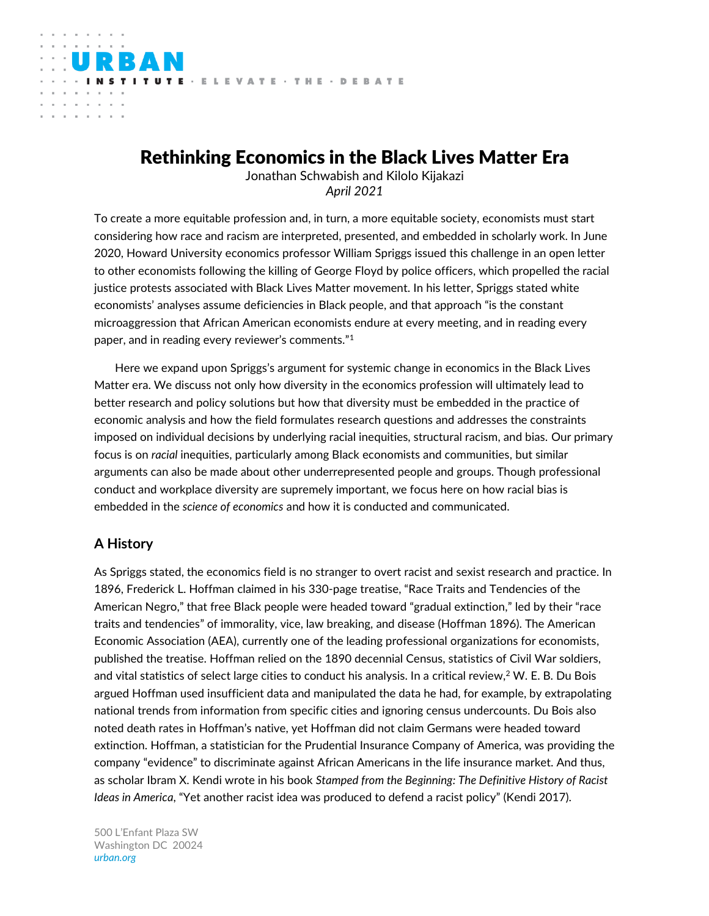# Rethinking Economics in the Black Lives Matter Era

Jonathan Schwabish and Kilolo Kijakazi

*April 2021*

To create a more equitable profession and, in turn, a more equitable society, economists must start considering how race and racism are interpreted, presented, and embedded in scholarly work. In June 2020, Howard University economics professor William Spriggs issued this challenge in an open letter to other economists following the killing of George Floyd by police officers, which propelled the racial justice protests associated with Black Lives Matter movement. In his letter, Spriggs stated white economists' analyses assume deficiencies in Black people, and that approach "is the constant microaggression that African American economists endure at every meeting, and in reading every paper, and in reading every reviewer's comments."[1]

Here we expand upon Spriggs's argument for systemic change in economics in the Black Lives Matter era. We discuss not only how diversity in the economics profession will ultimately lead to better research and policy solutions but how that diversity must be embedded in the practice of economic analysis and how the field formulates research questions and addresses the constraints imposed on individual decisions by underlying racial inequities, structural racism, and bias. Our primary focus is on *racial* inequities, particularly among Black economists and communities, but similar arguments can also be made about other underrepresented people and groups. Though professional conduct and workplace diversity are supremely important, we focus here on how racial bias is embedded in the *science of economics* and how it is conducted and communicated.

## A History

As Spriggs stated, the economics field is no stranger to overt racist and sexist research and practice. In 1896, Frederick L. Hoffman claimed in his 330-page treatise, "Race Traits and Tendencies of the American Negro," that free Black people were headed toward "gradual extinction," led by their "race traits and tendencies" of immorality, vice, law breaking, and disease (Hoffman 1896). The American Economic Association (AEA), currently one of the leading professional organizations for economists, published the treatise. Hoffman relied on the 1890 decennial Census, statistics of Civil War soldiers, and vital statistics of select large cities to conduct his analysis. In a critical review,[2] W. E. B. Du Bois argued Hoffman used insufficient data and manipulated the data he had, for example, by extrapolating national trends from information from specific cities and ignoring census undercounts. Du Bois also noted death rates in Hoffman's native, yet Hoffman did not claim Germans were headed toward extinction. Hoffman, a statistician for the Prudential Insurance Company of America, was providing the company "evidence" to discriminate against African Americans in the life insurance market. And thus, as scholar Ibram X. Kendi wrote in his book *Stamped from the Beginning: The Definitive History of Racist Ideas in America*, "Yet another racist idea was produced to defend a racist policy" (Kendi 2017).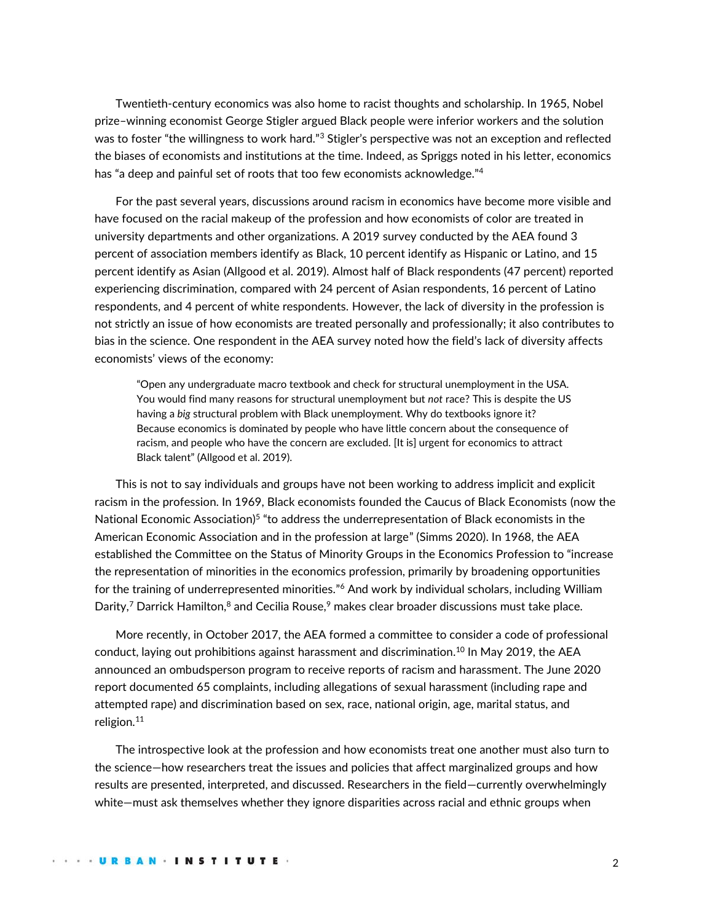Twentieth-century economics was also home to racist thoughts and scholarship. In 1965, Nobel prize–winning economist George Stigler argued Black people were inferior workers and the solution was to foster "the willingness to work hard."[3] Stigler's perspective was not an exception and reflected the biases of economists and institutions at the time. Indeed, as Spriggs noted in his letter, economics has "a deep and painful set of roots that too few economists acknowledge."[4]

For the past several years, discussions around racism in economics have become more visible and have focused on the racial makeup of the profession and how economists of color are treated in university departments and other organizations. A 2019 survey conducted by the AEA found 3 percent of association members identify as Black, 10 percent identify as Hispanic or Latino, and 15 percent identify as Asian (Allgood et al. 2019). Almost half of Black respondents (47 percent) reported experiencing discrimination, compared with 24 percent of Asian respondents, 16 percent of Latino respondents, and 4 percent of white respondents. However, the lack of diversity in the profession is not strictly an issue of how economists are treated personally and professionally; it also contributes to bias in the science. One respondent in the AEA survey noted how the field's lack of diversity affects economists' views of the economy:

> "Open any undergraduate macro textbook and check for structural unemployment in the USA. You would find many reasons for structural unemployment but *not* race? This is despite the US having a *big* structural problem with Black unemployment. Why do textbooks ignore it? Because economics is dominated by people who have little concern about the consequence of racism, and people who have the concern are excluded. [It is] urgent for economics to attract Black talent" (Allgood et al. 2019).

This is not to say individuals and groups have not been working to address implicit and explicit racism in the profession. In 1969, Black economists founded the Caucus of Black Economists (now the National Economic Association)[5] "to address the underrepresentation of Black economists in the American Economic Association and in the profession at large" (Simms 2020). In 1968, the AEA established the Committee on the Status of Minority Groups in the Economics Profession to "increase the representation of minorities in the economics profession, primarily by broadening opportunities for the training of underrepresented minorities."[6] And work by individual scholars, including William Darity,[7] Darrick Hamilton,[8] and Cecilia Rouse,[9] makes clear broader discussions must take place.

More recently, in October 2017, the AEA formed a committee to consider a code of professional conduct, laying out prohibitions against harassment and discrimination.[10] In May 2019, the AEA announced an ombudsperson program to receive reports of racism and harassment. The June 2020 report documented 65 complaints, including allegations of sexual harassment (including rape and attempted rape) and discrimination based on sex, race, national origin, age, marital status, and religion.[11]

The introspective look at the profession and how economists treat one another must also turn to the science—how researchers treat the issues and policies that affect marginalized groups and how results are presented, interpreted, and discussed. Researchers in the field—currently overwhelmingly white—must ask themselves whether they ignore disparities across racial and ethnic groups when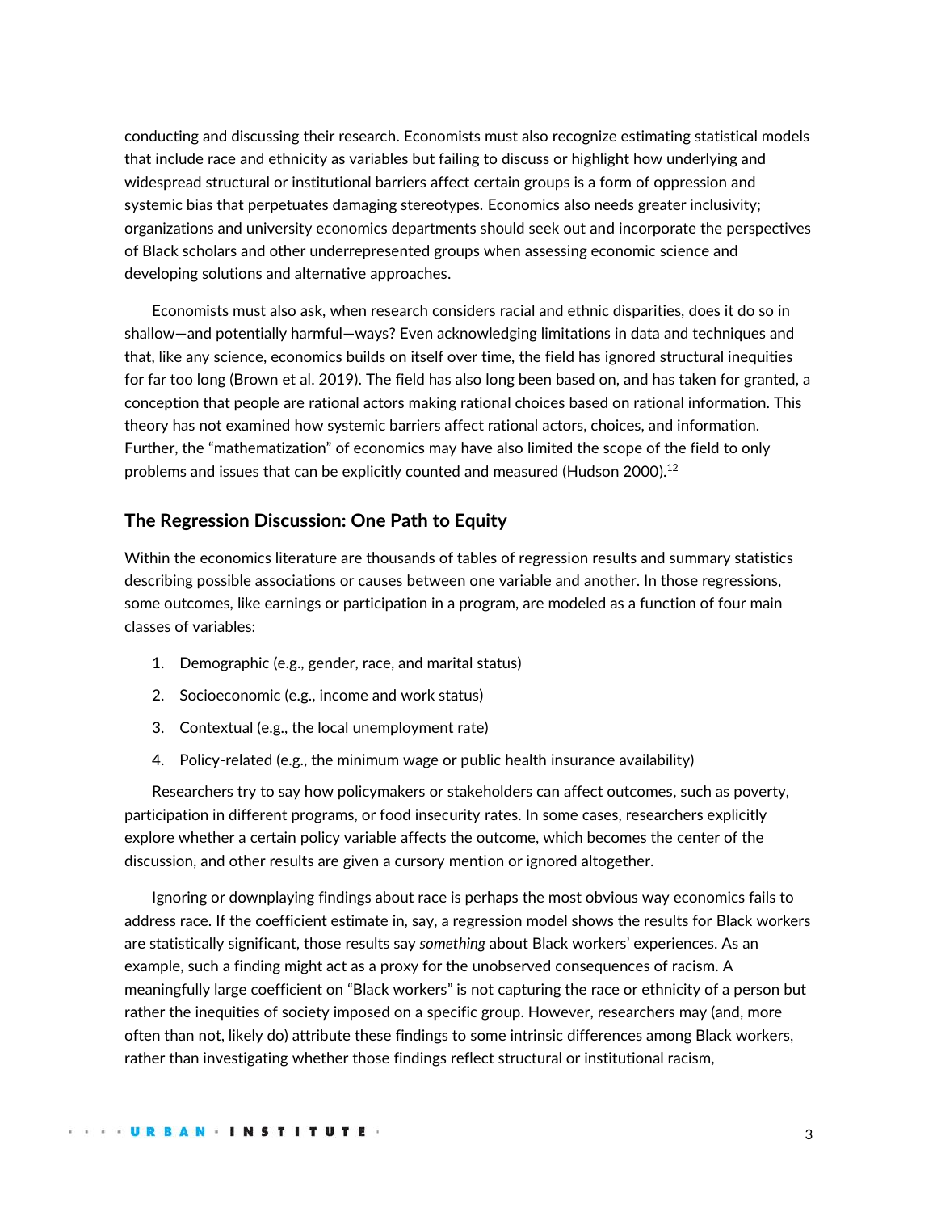conducting and discussing their research. Economists must also recognize estimating statistical models that include race and ethnicity as variables but failing to discuss or highlight how underlying and widespread structural or institutional barriers affect certain groups is a form of oppression and systemic bias that perpetuates damaging stereotypes. Economics also needs greater inclusivity; organizations and university economics departments should seek out and incorporate the perspectives of Black scholars and other underrepresented groups when assessing economic science and developing solutions and alternative approaches.

Economists must also ask, when research considers racial and ethnic disparities, does it do so in shallow—and potentially harmful—ways? Even acknowledging limitations in data and techniques and that, like any science, economics builds on itself over time, the field has ignored structural inequities for far too long (Brown et al. 2019). The field has also long been based on, and has taken for granted, a conception that people are rational actors making rational choices based on rational information. This theory has not examined how systemic barriers affect rational actors, choices, and information. Further, the "mathematization" of economics may have also limited the scope of the field to only problems and issues that can be explicitly counted and measured (Hudson 2000).[12]

## The Regression Discussion: One Path to Equity

Within the economics literature are thousands of tables of regression results and summary statistics describing possible associations or causes between one variable and another. In those regressions, some outcomes, like earnings or participation in a program, are modeled as a function of four main classes of variables:

1. Demographic (e.g., gender, race, and marital status)
2. Socioeconomic (e.g., income and work status)
3. Contextual (e.g., the local unemployment rate)
4. Policy-related (e.g., the minimum wage or public health insurance availability)

Researchers try to say how policymakers or stakeholders can affect outcomes, such as poverty, participation in different programs, or food insecurity rates. In some cases, researchers explicitly explore whether a certain policy variable affects the outcome, which becomes the center of the discussion, and other results are given a cursory mention or ignored altogether.

Ignoring or downplaying findings about race is perhaps the most obvious way economics fails to address race. If the coefficient estimate in, say, a regression model shows the results for Black workers are statistically significant, those results say *something* about Black workers' experiences. As an example, such a finding might act as a proxy for the unobserved consequences of racism. A meaningfully large coefficient on "Black workers" is not capturing the race or ethnicity of a person but rather the inequities of society imposed on a specific group. However, researchers may (and, more often than not, likely do) attribute these findings to some intrinsic differences among Black workers, rather than investigating whether those findings reflect structural or institutional racism,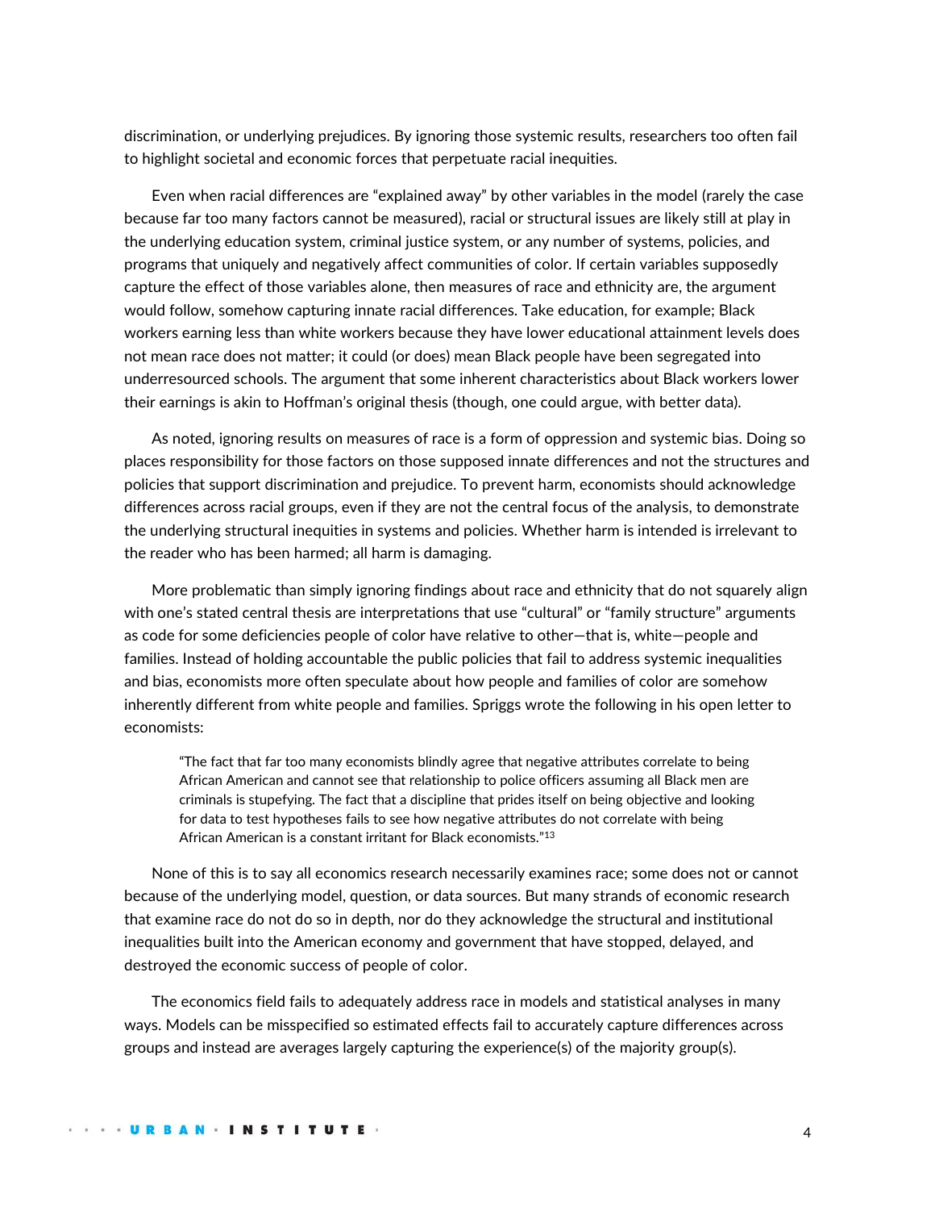discrimination, or underlying prejudices. By ignoring those systemic results, researchers too often fail to highlight societal and economic forces that perpetuate racial inequities.

Even when racial differences are "explained away" by other variables in the model (rarely the case because far too many factors cannot be measured), racial or structural issues are likely still at play in the underlying education system, criminal justice system, or any number of systems, policies, and programs that uniquely and negatively affect communities of color. If certain variables supposedly capture the effect of those variables alone, then measures of race and ethnicity are, the argument would follow, somehow capturing innate racial differences. Take education, for example; Black workers earning less than white workers because they have lower educational attainment levels does not mean race does not matter; it could (or does) mean Black people have been segregated into underresourced schools. The argument that some inherent characteristics about Black workers lower their earnings is akin to Hoffman's original thesis (though, one could argue, with better data).

As noted, ignoring results on measures of race is a form of oppression and systemic bias. Doing so places responsibility for those factors on those supposed innate differences and not the structures and policies that support discrimination and prejudice. To prevent harm, economists should acknowledge differences across racial groups, even if they are not the central focus of the analysis, to demonstrate the underlying structural inequities in systems and policies. Whether harm is intended is irrelevant to the reader who has been harmed; all harm is damaging.

More problematic than simply ignoring findings about race and ethnicity that do not squarely align with one's stated central thesis are interpretations that use "cultural" or "family structure" arguments as code for some deficiencies people of color have relative to other—that is, white—people and families. Instead of holding accountable the public policies that fail to address systemic inequalities and bias, economists more often speculate about how people and families of color are somehow inherently different from white people and families. Spriggs wrote the following in his open letter to economists:

> "The fact that far too many economists blindly agree that negative attributes correlate to being African American and cannot see that relationship to police officers assuming all Black men are criminals is stupefying. The fact that a discipline that prides itself on being objective and looking for data to test hypotheses fails to see how negative attributes do not correlate with being African American is a constant irritant for Black economists."[13]

None of this is to say all economics research necessarily examines race; some does not or cannot because of the underlying model, question, or data sources. But many strands of economic research that examine race do not do so in depth, nor do they acknowledge the structural and institutional inequalities built into the American economy and government that have stopped, delayed, and destroyed the economic success of people of color.

The economics field fails to adequately address race in models and statistical analyses in many ways. Models can be misspecified so estimated effects fail to accurately capture differences across groups and instead are averages largely capturing the experience(s) of the majority group(s).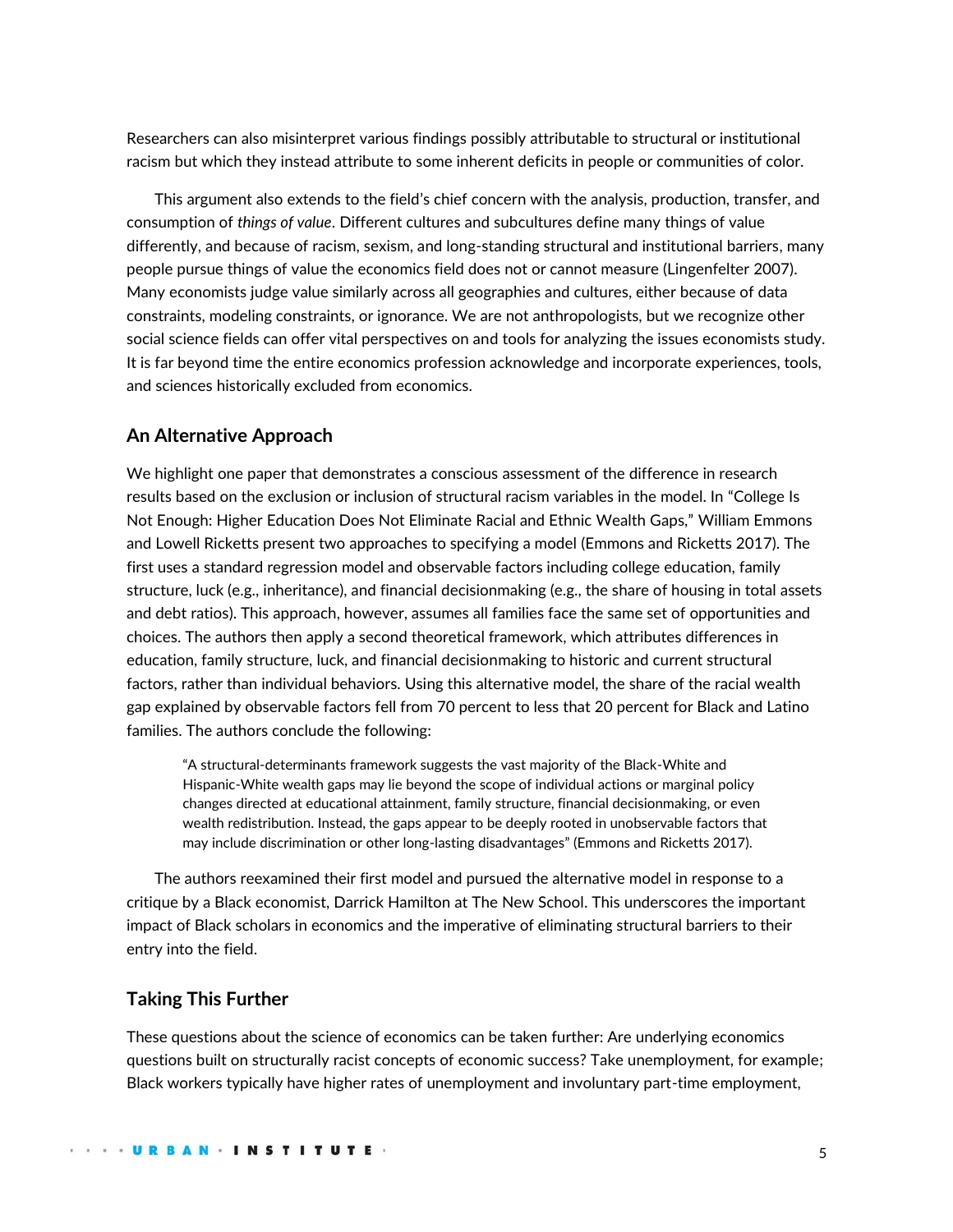Researchers can also misinterpret various findings possibly attributable to structural or institutional racism but which they instead attribute to some inherent deficits in people or communities of color.

This argument also extends to the field's chief concern with the analysis, production, transfer, and consumption of *things of value*. Different cultures and subcultures define many things of value differently, and because of racism, sexism, and long-standing structural and institutional barriers, many people pursue things of value the economics field does not or cannot measure (Lingenfelter 2007). Many economists judge value similarly across all geographies and cultures, either because of data constraints, modeling constraints, or ignorance. We are not anthropologists, but we recognize other social science fields can offer vital perspectives on and tools for analyzing the issues economists study. It is far beyond time the entire economics profession acknowledge and incorporate experiences, tools, and sciences historically excluded from economics.

## An Alternative Approach

We highlight one paper that demonstrates a conscious assessment of the difference in research results based on the exclusion or inclusion of structural racism variables in the model. In "College Is Not Enough: Higher Education Does Not Eliminate Racial and Ethnic Wealth Gaps," William Emmons and Lowell Ricketts present two approaches to specifying a model (Emmons and Ricketts 2017). The first uses a standard regression model and observable factors including college education, family structure, luck (e.g., inheritance), and financial decisionmaking (e.g., the share of housing in total assets and debt ratios). This approach, however, assumes all families face the same set of opportunities and choices. The authors then apply a second theoretical framework, which attributes differences in education, family structure, luck, and financial decisionmaking to historic and current structural factors, rather than individual behaviors. Using this alternative model, the share of the racial wealth gap explained by observable factors fell from 70 percent to less that 20 percent for Black and Latino families. The authors conclude the following:

> "A structural-determinants framework suggests the vast majority of the Black-White and Hispanic-White wealth gaps may lie beyond the scope of individual actions or marginal policy changes directed at educational attainment, family structure, financial decisionmaking, or even wealth redistribution. Instead, the gaps appear to be deeply rooted in unobservable factors that may include discrimination or other long-lasting disadvantages" (Emmons and Ricketts 2017).

The authors reexamined their first model and pursued the alternative model in response to a critique by a Black economist, Darrick Hamilton at The New School. This underscores the important impact of Black scholars in economics and the imperative of eliminating structural barriers to their entry into the field.

## Taking This Further

These questions about the science of economics can be taken further: Are underlying economics questions built on structurally racist concepts of economic success? Take unemployment, for example; Black workers typically have higher rates of unemployment and involuntary part-time employment,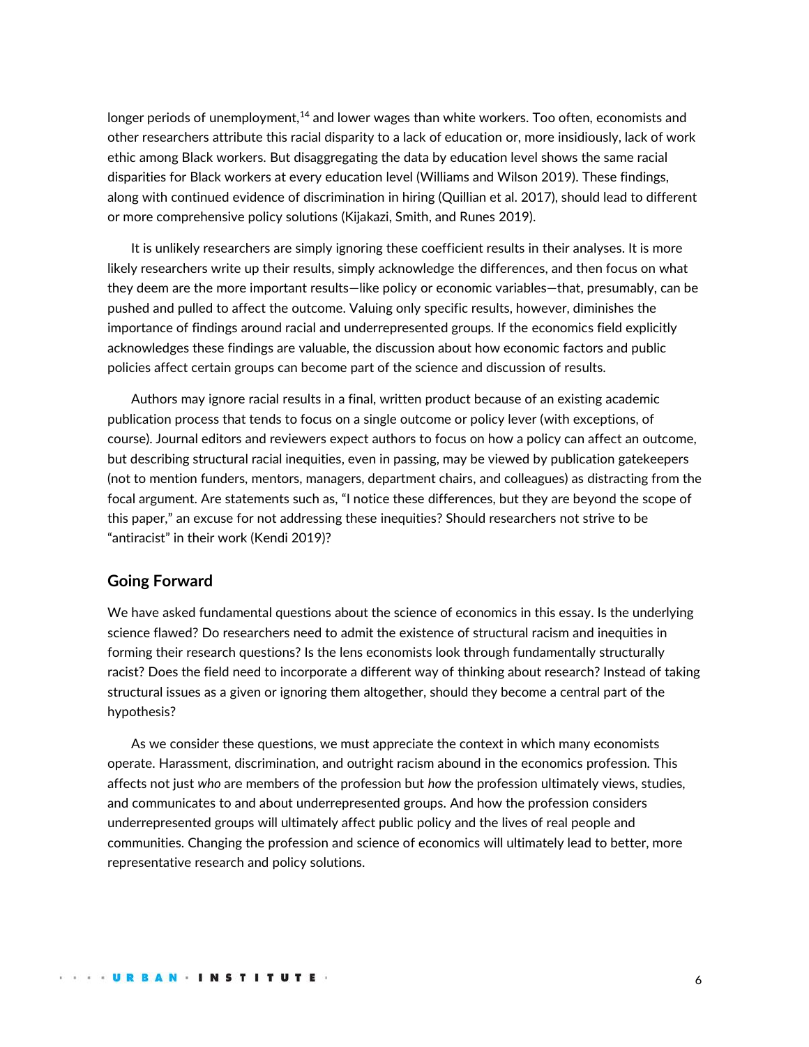longer periods of unemployment,[14] and lower wages than white workers. Too often, economists and other researchers attribute this racial disparity to a lack of education or, more insidiously, lack of work ethic among Black workers. But disaggregating the data by education level shows the same racial disparities for Black workers at every education level (Williams and Wilson 2019). These findings, along with continued evidence of discrimination in hiring (Quillian et al. 2017), should lead to different or more comprehensive policy solutions (Kijakazi, Smith, and Runes 2019).

It is unlikely researchers are simply ignoring these coefficient results in their analyses. It is more likely researchers write up their results, simply acknowledge the differences, and then focus on what they deem are the more important results—like policy or economic variables—that, presumably, can be pushed and pulled to affect the outcome. Valuing only specific results, however, diminishes the importance of findings around racial and underrepresented groups. If the economics field explicitly acknowledges these findings are valuable, the discussion about how economic factors and public policies affect certain groups can become part of the science and discussion of results.

Authors may ignore racial results in a final, written product because of an existing academic publication process that tends to focus on a single outcome or policy lever (with exceptions, of course). Journal editors and reviewers expect authors to focus on how a policy can affect an outcome, but describing structural racial inequities, even in passing, may be viewed by publication gatekeepers (not to mention funders, mentors, managers, department chairs, and colleagues) as distracting from the focal argument. Are statements such as, "I notice these differences, but they are beyond the scope of this paper," an excuse for not addressing these inequities? Should researchers not strive to be "antiracist" in their work (Kendi 2019)?

## Going Forward

We have asked fundamental questions about the science of economics in this essay. Is the underlying science flawed? Do researchers need to admit the existence of structural racism and inequities in forming their research questions? Is the lens economists look through fundamentally structurally racist? Does the field need to incorporate a different way of thinking about research? Instead of taking structural issues as a given or ignoring them altogether, should they become a central part of the hypothesis?

As we consider these questions, we must appreciate the context in which many economists operate. Harassment, discrimination, and outright racism abound in the economics profession. This affects not just *who* are members of the profession but *how* the profession ultimately views, studies, and communicates to and about underrepresented groups. And how the profession considers underrepresented groups will ultimately affect public policy and the lives of real people and communities. Changing the profession and science of economics will ultimately lead to better, more representative research and policy solutions.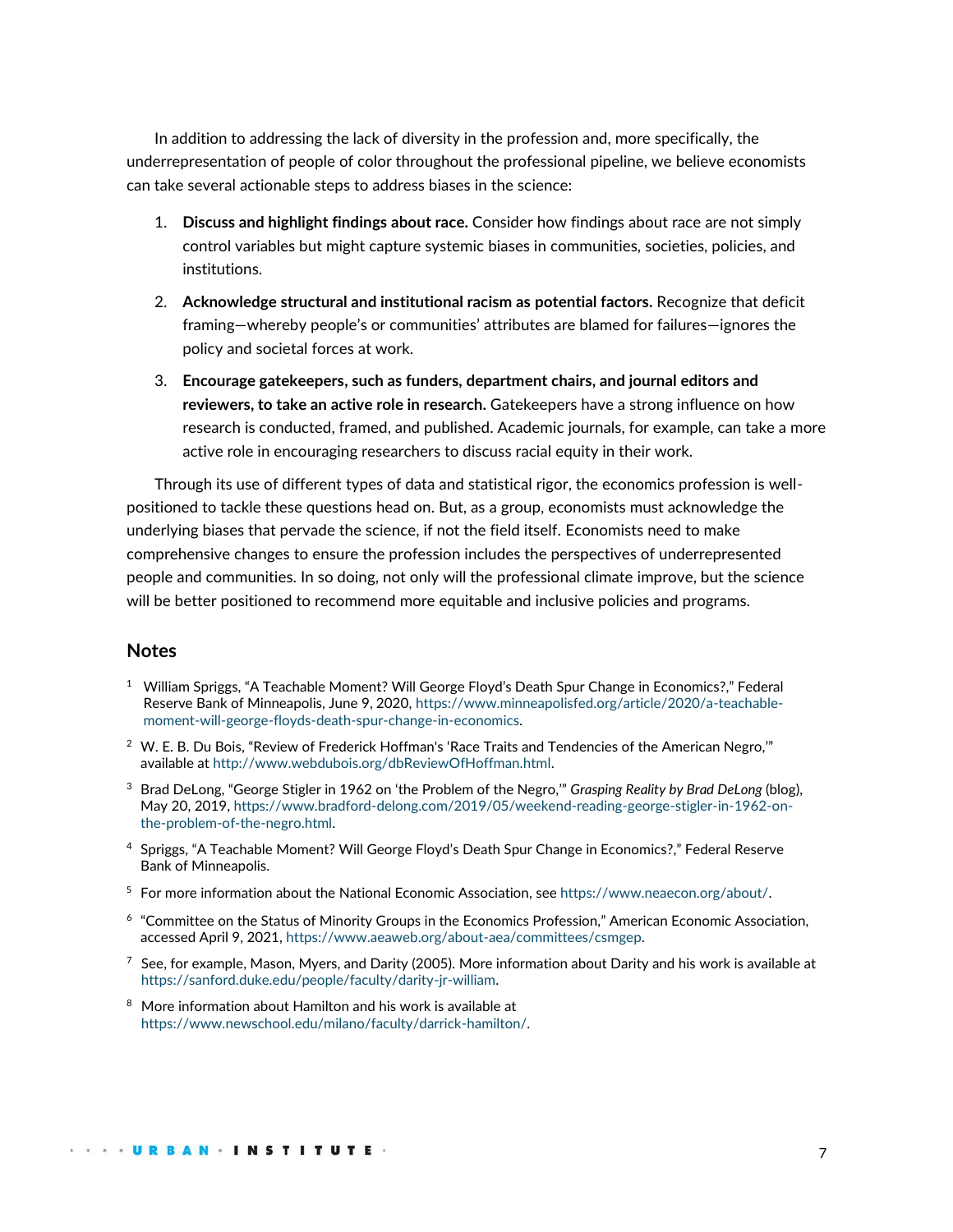In addition to addressing the lack of diversity in the profession and, more specifically, the underrepresentation of people of color throughout the professional pipeline, we believe economists can take several actionable steps to address biases in the science:

1. **Discuss and highlight findings about race.** Consider how findings about race are not simply control variables but might capture systemic biases in communities, societies, policies, and institutions.
2. **Acknowledge structural and institutional racism as potential factors.** Recognize that deficit framing—whereby people's or communities' attributes are blamed for failures—ignores the policy and societal forces at work.
3. **Encourage gatekeepers, such as funders, department chairs, and journal editors and reviewers, to take an active role in research.** Gatekeepers have a strong influence on how research is conducted, framed, and published. Academic journals, for example, can take a more active role in encouraging researchers to discuss racial equity in their work.

Through its use of different types of data and statistical rigor, the economics profession is well-positioned to tackle these questions head on. But, as a group, economists must acknowledge the underlying biases that pervade the science, if not the field itself. Economists need to make comprehensive changes to ensure the profession includes the perspectives of underrepresented people and communities. In so doing, not only will the professional climate improve, but the science will be better positioned to recommend more equitable and inclusive policies and programs.

## Notes

[1] William Spriggs, "A Teachable Moment? Will George Floyd's Death Spur Change in Economics?," Federal Reserve Bank of Minneapolis, June 9, 2020, https://www.minneapolisfed.org/article/2020/a-teachable-moment-will-george-floyds-death-spur-change-in-economics.

[2] W. E. B. Du Bois, "Review of Frederick Hoffman's 'Race Traits and Tendencies of the American Negro,'" available at http://www.webdubois.org/dbReviewOfHoffman.html.

[3] Brad DeLong, "George Stigler in 1962 on 'the Problem of the Negro,'" *Grasping Reality by Brad DeLong* (blog), May 20, 2019, https://www.bradford-delong.com/2019/05/weekend-reading-george-stigler-in-1962-on-the-problem-of-the-negro.html.

[4] Spriggs, "A Teachable Moment? Will George Floyd's Death Spur Change in Economics?," Federal Reserve Bank of Minneapolis.

[5] For more information about the National Economic Association, see https://www.neaecon.org/about/.

[6] "Committee on the Status of Minority Groups in the Economics Profession," American Economic Association, accessed April 9, 2021, https://www.aeaweb.org/about-aea/committees/csmgep.

[7] See, for example, Mason, Myers, and Darity (2005). More information about Darity and his work is available at https://sanford.duke.edu/people/faculty/darity-jr-william.

[8] More information about Hamilton and his work is available at https://www.newschool.edu/milano/faculty/darrick-hamilton/.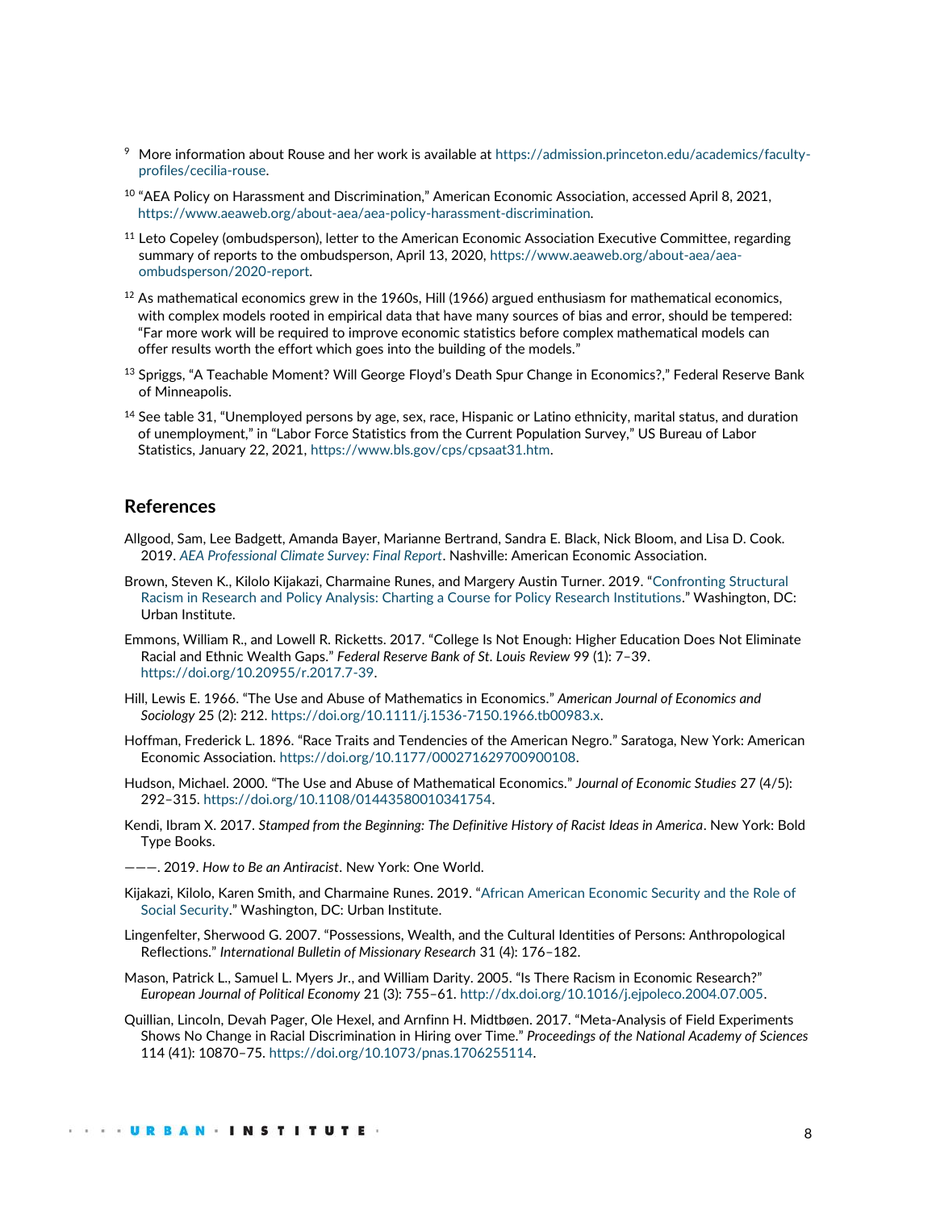[9] More information about Rouse and her work is available at https://admission.princeton.edu/academics/faculty-profiles/cecilia-rouse.

[10] "AEA Policy on Harassment and Discrimination," American Economic Association, accessed April 8, 2021, https://www.aeaweb.org/about-aea/aea-policy-harassment-discrimination.

[11] Leto Copeley (ombudsperson), letter to the American Economic Association Executive Committee, regarding summary of reports to the ombudsperson, April 13, 2020, https://www.aeaweb.org/about-aea/aea-ombudsperson/2020-report.

[12] As mathematical economics grew in the 1960s, Hill (1966) argued enthusiasm for mathematical economics, with complex models rooted in empirical data that have many sources of bias and error, should be tempered: "Far more work will be required to improve economic statistics before complex mathematical models can offer results worth the effort which goes into the building of the models."

[13] Spriggs, "A Teachable Moment? Will George Floyd's Death Spur Change in Economics?," Federal Reserve Bank of Minneapolis.

[14] See table 31, "Unemployed persons by age, sex, race, Hispanic or Latino ethnicity, marital status, and duration of unemployment," in "Labor Force Statistics from the Current Population Survey," US Bureau of Labor Statistics, January 22, 2021, https://www.bls.gov/cps/cpsaat31.htm.

## References

Allgood, Sam, Lee Badgett, Amanda Bayer, Marianne Bertrand, Sandra E. Black, Nick Bloom, and Lisa D. Cook. 2019. *AEA Professional Climate Survey: Final Report*. Nashville: American Economic Association.

Brown, Steven K., Kilolo Kijakazi, Charmaine Runes, and Margery Austin Turner. 2019. "Confronting Structural Racism in Research and Policy Analysis: Charting a Course for Policy Research Institutions." Washington, DC: Urban Institute.

Emmons, William R., and Lowell R. Ricketts. 2017. "College Is Not Enough: Higher Education Does Not Eliminate Racial and Ethnic Wealth Gaps." *Federal Reserve Bank of St. Louis Review* 99 (1): 7–39. https://doi.org/10.20955/r.2017.7-39.

Hill, Lewis E. 1966. "The Use and Abuse of Mathematics in Economics." *American Journal of Economics and Sociology* 25 (2): 212. https://doi.org/10.1111/j.1536-7150.1966.tb00983.x.

Hoffman, Frederick L. 1896. "Race Traits and Tendencies of the American Negro." Saratoga, New York: American Economic Association. https://doi.org/10.1177/000271629700900108.

Hudson, Michael. 2000. "The Use and Abuse of Mathematical Economics." *Journal of Economic Studies* 27 (4/5): 292–315. https://doi.org/10.1108/01443580010341754.

Kendi, Ibram X. 2017. *Stamped from the Beginning: The Definitive History of Racist Ideas in America*. New York: Bold Type Books.

———. 2019. *How to Be an Antiracist*. New York: One World.

Kijakazi, Kilolo, Karen Smith, and Charmaine Runes. 2019. "African American Economic Security and the Role of Social Security." Washington, DC: Urban Institute.

Lingenfelter, Sherwood G. 2007. "Possessions, Wealth, and the Cultural Identities of Persons: Anthropological Reflections." *International Bulletin of Missionary Research* 31 (4): 176–182.

Mason, Patrick L., Samuel L. Myers Jr., and William Darity. 2005. "Is There Racism in Economic Research?" *European Journal of Political Economy* 21 (3): 755–61. http://dx.doi.org/10.1016/j.ejpoleco.2004.07.005.

Quillian, Lincoln, Devah Pager, Ole Hexel, and Arnfinn H. Midtbøen. 2017. "Meta-Analysis of Field Experiments Shows No Change in Racial Discrimination in Hiring over Time." *Proceedings of the National Academy of Sciences* 114 (41): 10870–75. https://doi.org/10.1073/pnas.1706255114.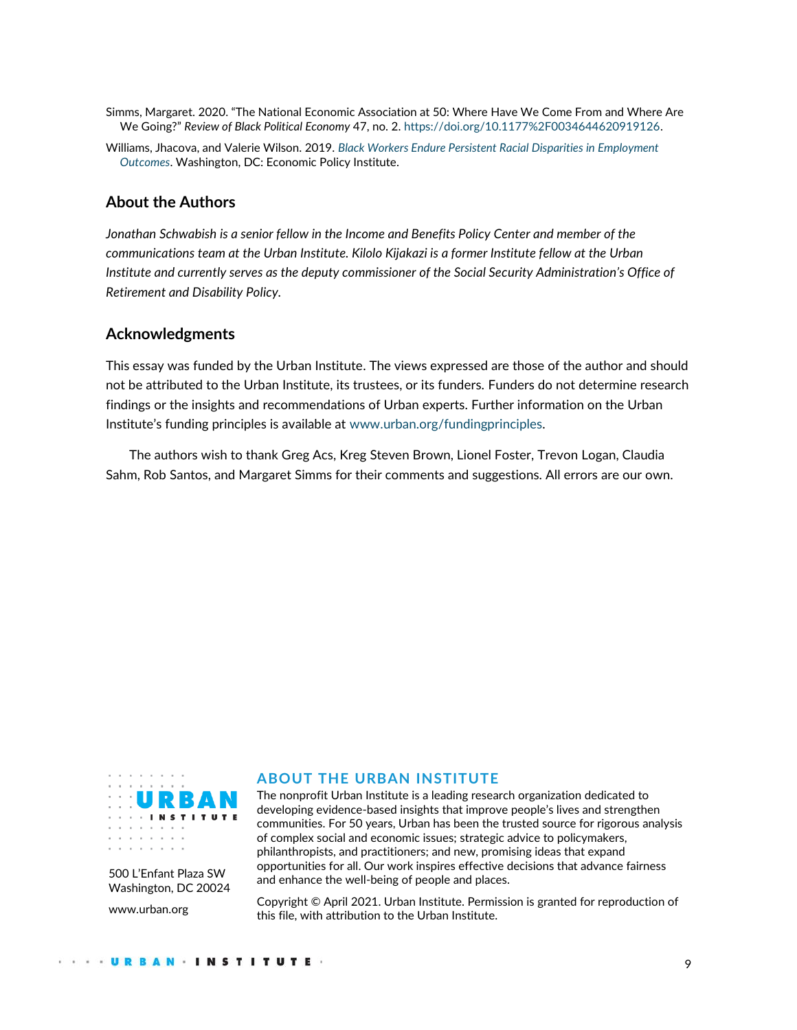Simms, Margaret. 2020. "The National Economic Association at 50: Where Have We Come From and Where Are We Going?" *Review of Black Political Economy* 47, no. 2. https://doi.org/10.1177%2F0034644620919126.

Williams, Jhacova, and Valerie Wilson. 2019. *Black Workers Endure Persistent Racial Disparities in Employment Outcomes*. Washington, DC: Economic Policy Institute.

## About the Authors

*Jonathan Schwabish is a senior fellow in the Income and Benefits Policy Center and member of the communications team at the Urban Institute. Kilolo Kijakazi is a former Institute fellow at the Urban Institute and currently serves as the deputy commissioner of the Social Security Administration's Office of Retirement and Disability Policy.*

## Acknowledgments

This essay was funded by the Urban Institute. The views expressed are those of the author and should not be attributed to the Urban Institute, its trustees, or its funders. Funders do not determine research findings or the insights and recommendations of Urban experts. Further information on the Urban Institute's funding principles is available at www.urban.org/fundingprinciples.

The authors wish to thank Greg Acs, Kreg Steven Brown, Lionel Foster, Trevon Logan, Claudia Sahm, Rob Santos, and Margaret Simms for their comments and suggestions. All errors are our own.

URBAN INSTITUTE

500 L'Enfant Plaza SW
Washington, DC 20024

www.urban.org

### ABOUT THE URBAN INSTITUTE

The nonprofit Urban Institute is a leading research organization dedicated to developing evidence-based insights that improve people's lives and strengthen communities. For 50 years, Urban has been the trusted source for rigorous analysis of complex social and economic issues; strategic advice to policymakers, philanthropists, and practitioners; and new, promising ideas that expand opportunities for all. Our work inspires effective decisions that advance fairness and enhance the well-being of people and places.

Copyright © April 2021. Urban Institute. Permission is granted for reproduction of this file, with attribution to the Urban Institute.